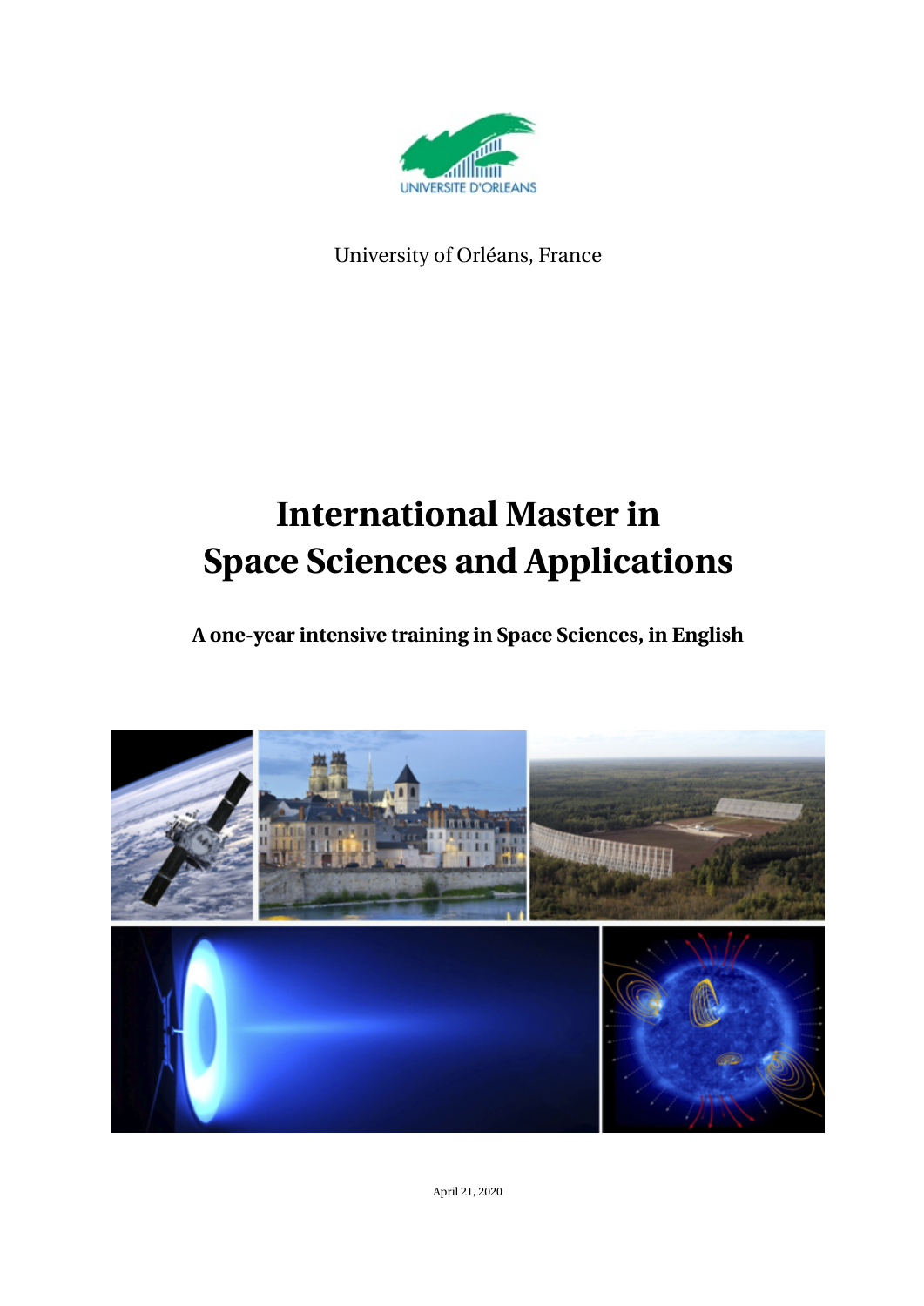University of Orléans, France

# International Master in Space Sciences and Applications

**A one-year intensive training in Space Sciences, in English**

April 21, 2020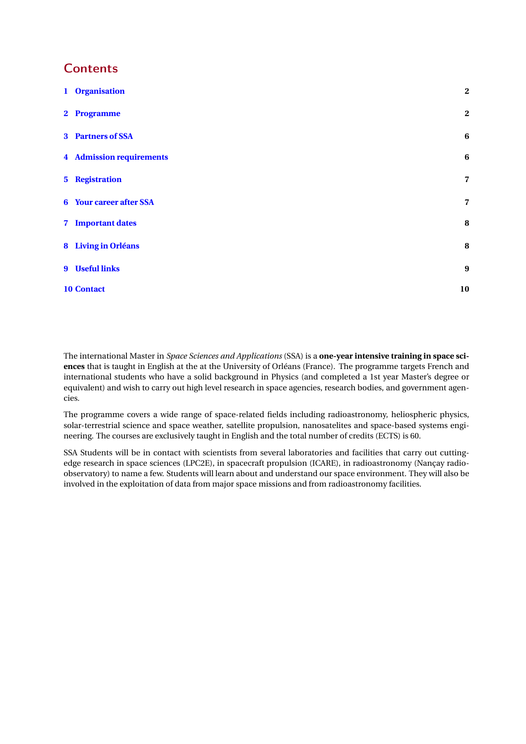# Contents

1 Organisation 2

2 Programme 2

3 Partners of SSA 6

4 Admission requirements 6

5 Registration 7

6 Your career after SSA 7

7 Important dates 8

8 Living in Orléans 8

9 Useful links 9

10 Contact 10

The international Master in *Space Sciences and Applications* (SSA) is a **one-year intensive training in space sciences** that is taught in English at the at the University of Orléans (France). The programme targets French and international students who have a solid background in Physics (and completed a 1st year Master's degree or equivalent) and wish to carry out high level research in space agencies, research bodies, and government agencies.

The programme covers a wide range of space-related fields including radioastronomy, heliospheric physics, solar-terrestrial science and space weather, satellite propulsion, nanosatelites and space-based systems engineering. The courses are exclusively taught in English and the total number of credits (ECTS) is 60.

SSA Students will be in contact with scientists from several laboratories and facilities that carry out cutting-edge research in space sciences (LPC2E), in spacecraft propulsion (ICARE), in radioastronomy (Nançay radio-observatory) to name a few. Students will learn about and understand our space environment. They will also be involved in the exploitation of data from major space missions and from radioastronomy facilities.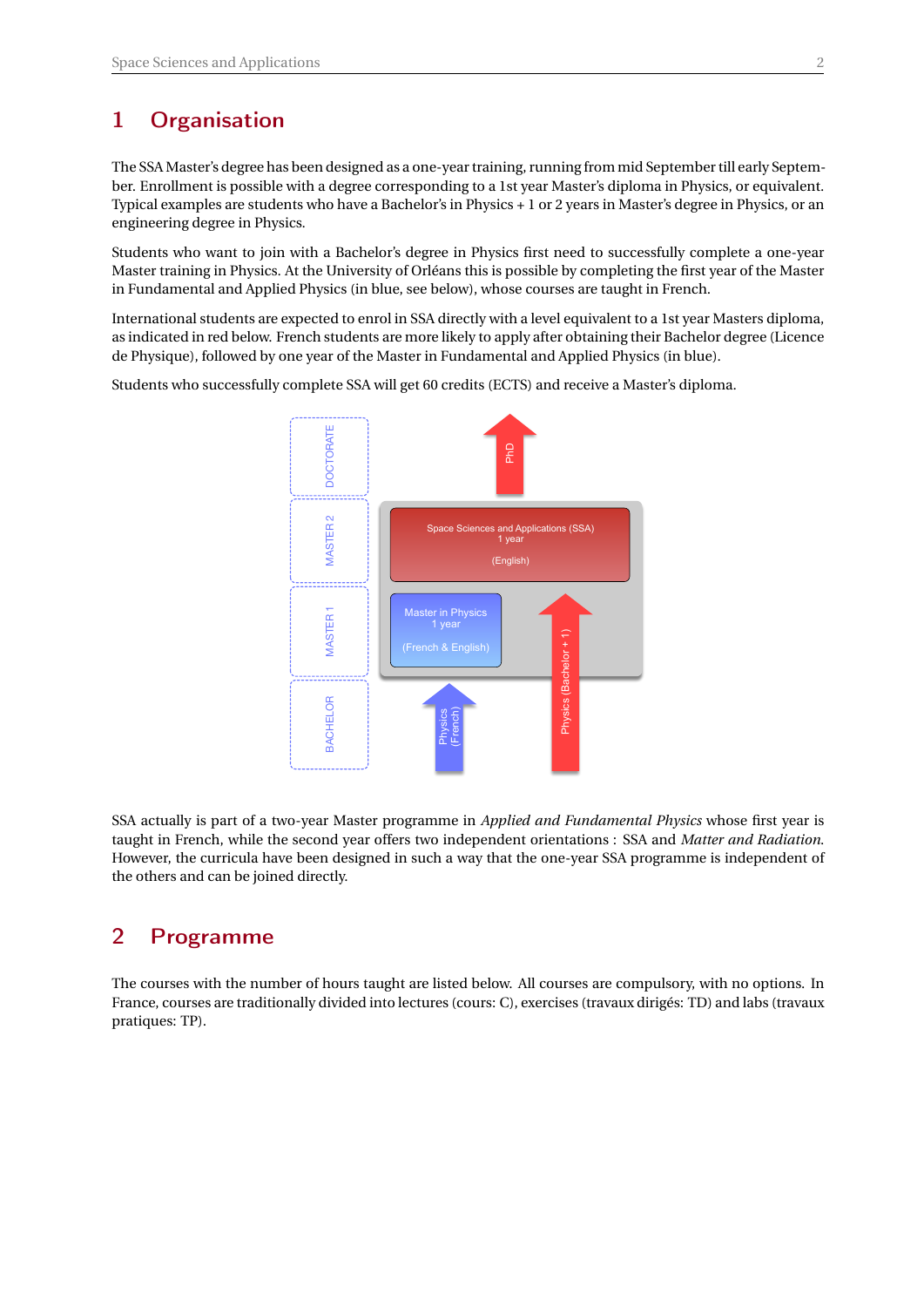# 1 Organisation

The SSA Master's degree has been designed as a one-year training, running from mid September till early September. Enrollment is possible with a degree corresponding to a 1st year Master's diploma in Physics, or equivalent. Typical examples are students who have a Bachelor's in Physics + 1 or 2 years in Master's degree in Physics, or an engineering degree in Physics.

Students who want to join with a Bachelor's degree in Physics first need to successfully complete a one-year Master training in Physics. At the University of Orléans this is possible by completing the first year of the Master in Fundamental and Applied Physics (in blue, see below), whose courses are taught in French.

International students are expected to enrol in SSA directly with a level equivalent to a 1st year Masters diploma, as indicated in red below. French students are more likely to apply after obtaining their Bachelor degree (Licence de Physique), followed by one year of the Master in Fundamental and Applied Physics (in blue).

Students who successfully complete SSA will get 60 credits (ECTS) and receive a Master's diploma.

DOCTORATE — PhD

MASTER 2 — Space Sciences and Applications (SSA) 1 year (English)

MASTER 1 — Master in Physics 1 year (French & English)

BACHELOR — Physics (French) — Physics (Bachelor + 1)

SSA actually is part of a two-year Master programme in *Applied and Fundamental Physics* whose first year is taught in French, while the second year offers two independent orientations : SSA and *Matter and Radiation*. However, the curricula have been designed in such a way that the one-year SSA programme is independent of the others and can be joined directly.

# 2 Programme

The courses with the number of hours taught are listed below. All courses are compulsory, with no options. In France, courses are traditionally divided into lectures (cours: C), exercises (travaux dirigés: TD) and labs (travaux pratiques: TP).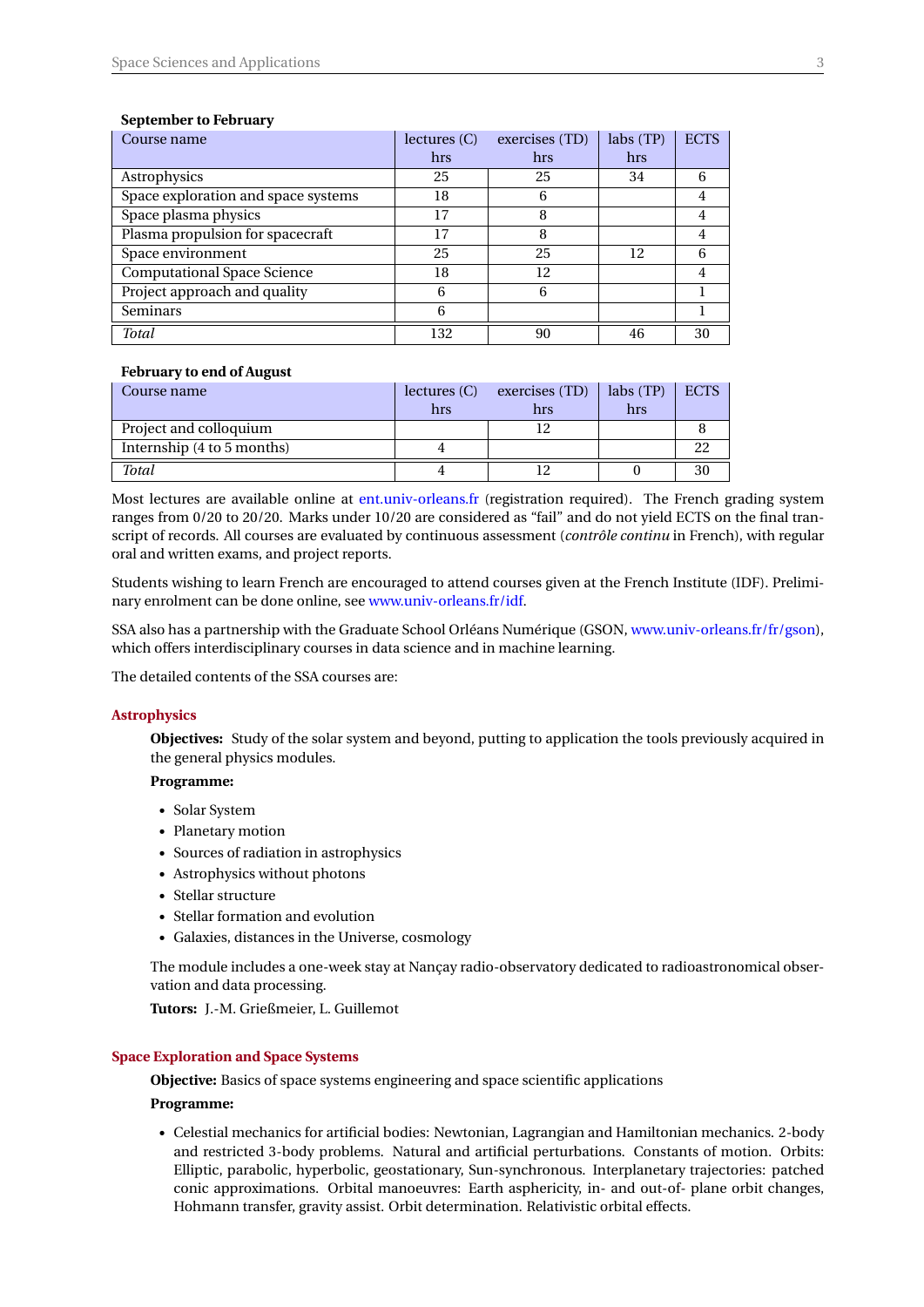**September to February**

| Course name | lectures (C) hrs | exercises (TD) hrs | labs (TP) hrs | ECTS |
|---|---|---|---|---|
| Astrophysics | 25 | 25 | 34 | 6 |
| Space exploration and space systems | 18 | 6 | | 4 |
| Space plasma physics | 17 | 8 | | 4 |
| Plasma propulsion for spacecraft | 17 | 8 | | 4 |
| Space environment | 25 | 25 | 12 | 6 |
| Computational Space Science | 18 | 12 | | 4 |
| Project approach and quality | 6 | 6 | | 1 |
| Seminars | 6 | | | 1 |
| *Total* | 132 | 90 | 46 | 30 |

**February to end of August**

| Course name | lectures (C) hrs | exercises (TD) hrs | labs (TP) hrs | ECTS |
|---|---|---|---|---|
| Project and colloquium | | 12 | | 8 |
| Internship (4 to 5 months) | 4 | | | 22 |
| *Total* | 4 | 12 | 0 | 30 |

Most lectures are available online at ent.univ-orleans.fr (registration required). The French grading system ranges from 0/20 to 20/20. Marks under 10/20 are considered as "fail" and do not yield ECTS on the final transcript of records. All courses are evaluated by continuous assessment (*contrôle continu* in French), with regular oral and written exams, and project reports.

Students wishing to learn French are encouraged to attend courses given at the French Institute (IDF). Preliminary enrolment can be done online, see www.univ-orleans.fr/idf.

SSA also has a partnership with the Graduate School Orléans Numérique (GSON, www.univ-orleans.fr/fr/gson), which offers interdisciplinary courses in data science and in machine learning.

The detailed contents of the SSA courses are:

### Astrophysics

**Objectives:** Study of the solar system and beyond, putting to application the tools previously acquired in the general physics modules.

**Programme:**

- Solar System
- Planetary motion
- Sources of radiation in astrophysics
- Astrophysics without photons
- Stellar structure
- Stellar formation and evolution
- Galaxies, distances in the Universe, cosmology

The module includes a one-week stay at Nançay radio-observatory dedicated to radioastronomical observation and data processing.

**Tutors:** J.-M. Grießmeier, L. Guillemot

### Space Exploration and Space Systems

**Objective:** Basics of space systems engineering and space scientific applications

**Programme:**

- Celestial mechanics for artificial bodies: Newtonian, Lagrangian and Hamiltonian mechanics. 2-body and restricted 3-body problems. Natural and artificial perturbations. Constants of motion. Orbits: Elliptic, parabolic, hyperbolic, geostationary, Sun-synchronous. Interplanetary trajectories: patched conic approximations. Orbital manoeuvres: Earth asphericity, in- and out-of- plane orbit changes, Hohmann transfer, gravity assist. Orbit determination. Relativistic orbital effects.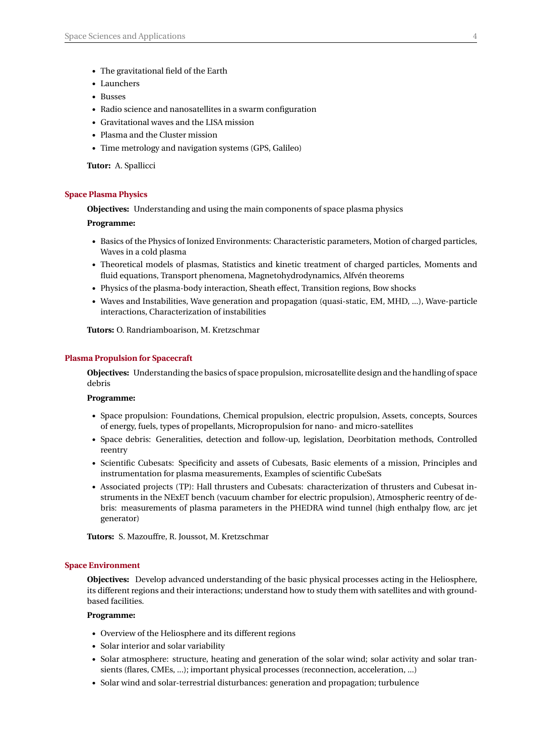- The gravitational field of the Earth
- Launchers
- Busses
- Radio science and nanosatellites in a swarm configuration
- Gravitational waves and the LISA mission
- Plasma and the Cluster mission
- Time metrology and navigation systems (GPS, Galileo)

**Tutor:** A. Spallicci

### Space Plasma Physics

**Objectives:** Understanding and using the main components of space plasma physics

**Programme:**

- Basics of the Physics of Ionized Environments: Characteristic parameters, Motion of charged particles, Waves in a cold plasma
- Theoretical models of plasmas, Statistics and kinetic treatment of charged particles, Moments and fluid equations, Transport phenomena, Magnetohydrodynamics, Alfvén theorems
- Physics of the plasma-body interaction, Sheath effect, Transition regions, Bow shocks
- Waves and Instabilities, Wave generation and propagation (quasi-static, EM, MHD, ...), Wave-particle interactions, Characterization of instabilities

**Tutors:** O. Randriamboarison, M. Kretzschmar

### Plasma Propulsion for Spacecraft

**Objectives:** Understanding the basics of space propulsion, microsatellite design and the handling of space debris

**Programme:**

- Space propulsion: Foundations, Chemical propulsion, electric propulsion, Assets, concepts, Sources of energy, fuels, types of propellants, Micropropulsion for nano- and micro-satellites
- Space debris: Generalities, detection and follow-up, legislation, Deorbitation methods, Controlled reentry
- Scientific Cubesats: Specificity and assets of Cubesats, Basic elements of a mission, Principles and instrumentation for plasma measurements, Examples of scientific CubeSats
- Associated projects (TP): Hall thrusters and Cubesats: characterization of thrusters and Cubesat instruments in the NExET bench (vacuum chamber for electric propulsion), Atmospheric reentry of debris: measurements of plasma parameters in the PHEDRA wind tunnel (high enthalpy flow, arc jet generator)

**Tutors:** S. Mazouffre, R. Joussot, M. Kretzschmar

### Space Environment

**Objectives:** Develop advanced understanding of the basic physical processes acting in the Heliosphere, its different regions and their interactions; understand how to study them with satellites and with ground-based facilities.

**Programme:**

- Overview of the Heliosphere and its different regions
- Solar interior and solar variability
- Solar atmosphere: structure, heating and generation of the solar wind; solar activity and solar transients (flares, CMEs, ...); important physical processes (reconnection, acceleration, ...)
- Solar wind and solar-terrestrial disturbances: generation and propagation; turbulence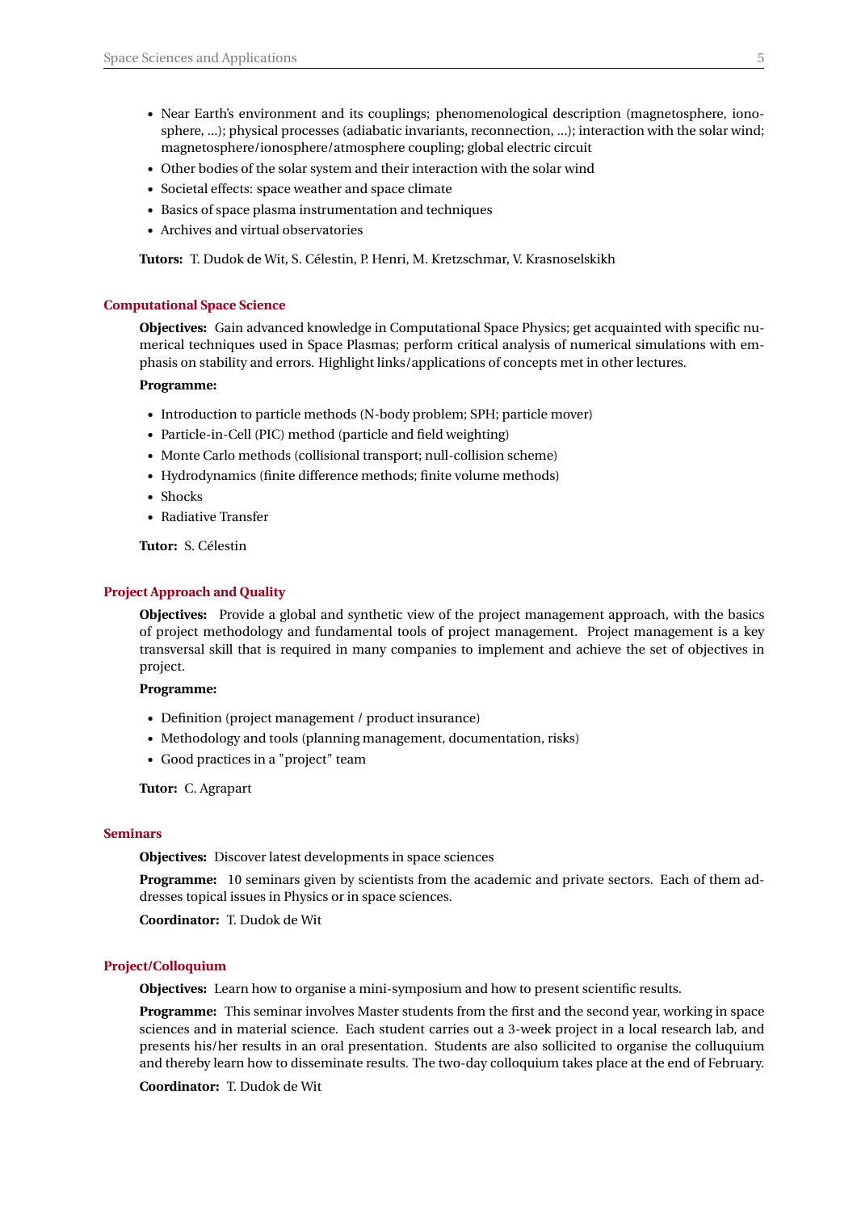- Near Earth's environment and its couplings; phenomenological description (magnetosphere, ionosphere, ...); physical processes (adiabatic invariants, reconnection, ...); interaction with the solar wind; magnetosphere/ionosphere/atmosphere coupling; global electric circuit
- Other bodies of the solar system and their interaction with the solar wind
- Societal effects: space weather and space climate
- Basics of space plasma instrumentation and techniques
- Archives and virtual observatories

**Tutors:** T. Dudok de Wit, S. Célestin, P. Henri, M. Kretzschmar, V. Krasnoselskikh

### Computational Space Science

**Objectives:** Gain advanced knowledge in Computational Space Physics; get acquainted with specific numerical techniques used in Space Plasmas; perform critical analysis of numerical simulations with emphasis on stability and errors. Highlight links/applications of concepts met in other lectures.

**Programme:**

- Introduction to particle methods (N-body problem; SPH; particle mover)
- Particle-in-Cell (PIC) method (particle and field weighting)
- Monte Carlo methods (collisional transport; null-collision scheme)
- Hydrodynamics (finite difference methods; finite volume methods)
- Shocks
- Radiative Transfer

**Tutor:** S. Célestin

### Project Approach and Quality

**Objectives:** Provide a global and synthetic view of the project management approach, with the basics of project methodology and fundamental tools of project management. Project management is a key transversal skill that is required in many companies to implement and achieve the set of objectives in project.

**Programme:**

- Definition (project management / product insurance)
- Methodology and tools (planning management, documentation, risks)
- Good practices in a "project" team

**Tutor:** C. Agrapart

### Seminars

**Objectives:** Discover latest developments in space sciences

**Programme:** 10 seminars given by scientists from the academic and private sectors. Each of them addresses topical issues in Physics or in space sciences.

**Coordinator:** T. Dudok de Wit

### Project/Colloquium

**Objectives:** Learn how to organise a mini-symposium and how to present scientific results.

**Programme:** This seminar involves Master students from the first and the second year, working in space sciences and in material science. Each student carries out a 3-week project in a local research lab, and presents his/her results in an oral presentation. Students are also sollicited to organise the colluquium and thereby learn how to disseminate results. The two-day colloquium takes place at the end of February.

**Coordinator:** T. Dudok de Wit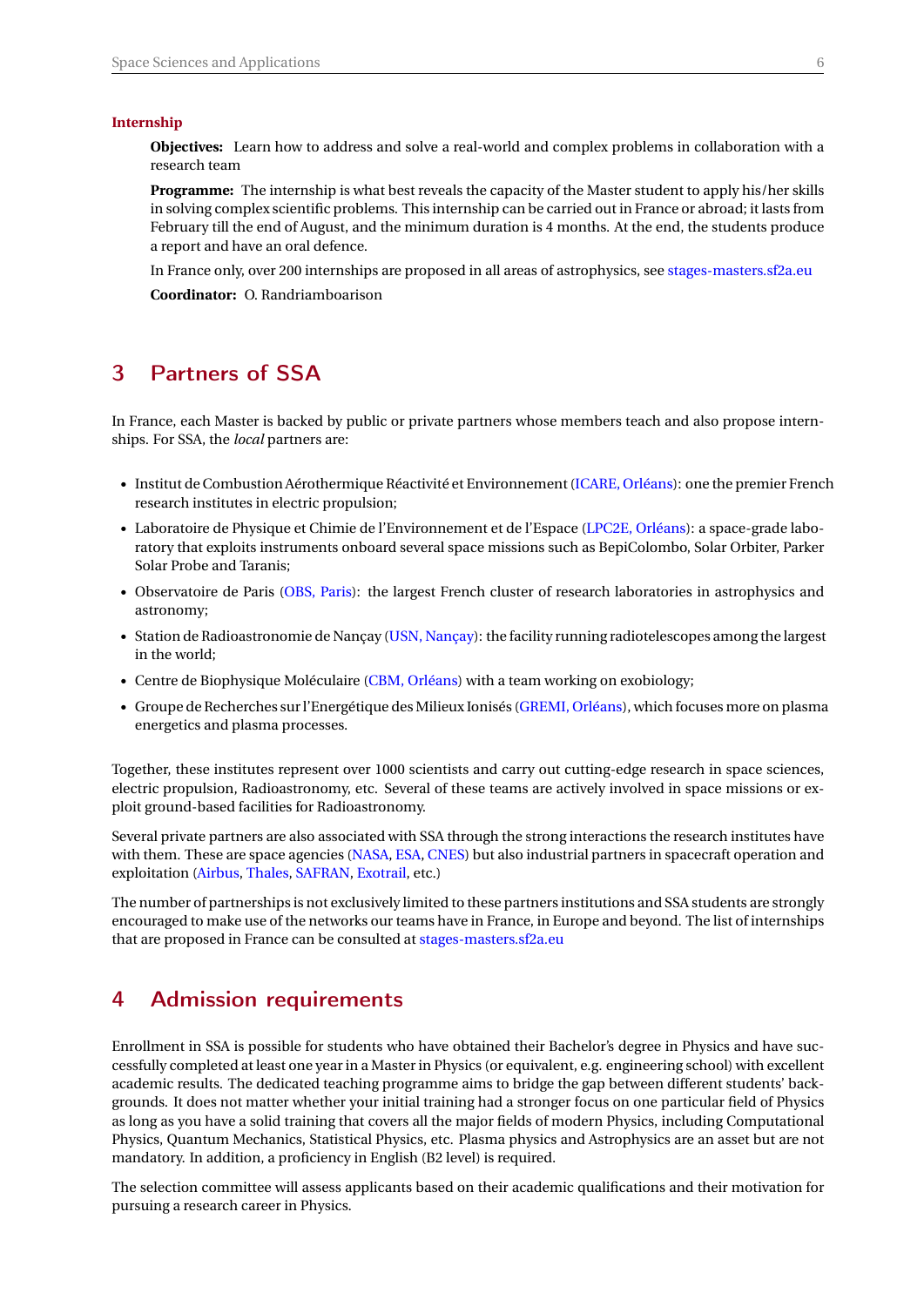#### Internship

**Objectives:** Learn how to address and solve a real-world and complex problems in collaboration with a research team

**Programme:** The internship is what best reveals the capacity of the Master student to apply his/her skills in solving complex scientific problems. This internship can be carried out in France or abroad; it lasts from February till the end of August, and the minimum duration is 4 months. At the end, the students produce a report and have an oral defence.

In France only, over 200 internships are proposed in all areas of astrophysics, see stages-masters.sf2a.eu

**Coordinator:** O. Randriamboarison

## 3 Partners of SSA

In France, each Master is backed by public or private partners whose members teach and also propose internships. For SSA, the *local* partners are:

- Institut de Combustion Aérothermique Réactivité et Environnement (ICARE, Orléans): one the premier French research institutes in electric propulsion;
- Laboratoire de Physique et Chimie de l'Environnement et de l'Espace (LPC2E, Orléans): a space-grade laboratory that exploits instruments onboard several space missions such as BepiColombo, Solar Orbiter, Parker Solar Probe and Taranis;
- Observatoire de Paris (OBS, Paris): the largest French cluster of research laboratories in astrophysics and astronomy;
- Station de Radioastronomie de Nançay (USN, Nançay): the facility running radiotelescopes among the largest in the world;
- Centre de Biophysique Moléculaire (CBM, Orléans) with a team working on exobiology;
- Groupe de Recherches sur l'Energétique des Milieux Ionisés (GREMI, Orléans), which focuses more on plasma energetics and plasma processes.

Together, these institutes represent over 1000 scientists and carry out cutting-edge research in space sciences, electric propulsion, Radioastronomy, etc. Several of these teams are actively involved in space missions or exploit ground-based facilities for Radioastronomy.

Several private partners are also associated with SSA through the strong interactions the research institutes have with them. These are space agencies (NASA, ESA, CNES) but also industrial partners in spacecraft operation and exploitation (Airbus, Thales, SAFRAN, Exotrail, etc.)

The number of partnerships is not exclusively limited to these partners institutions and SSA students are strongly encouraged to make use of the networks our teams have in France, in Europe and beyond. The list of internships that are proposed in France can be consulted at stages-masters.sf2a.eu

## 4 Admission requirements

Enrollment in SSA is possible for students who have obtained their Bachelor's degree in Physics and have successfully completed at least one year in a Master in Physics (or equivalent, e.g. engineering school) with excellent academic results. The dedicated teaching programme aims to bridge the gap between different students' backgrounds. It does not matter whether your initial training had a stronger focus on one particular field of Physics as long as you have a solid training that covers all the major fields of modern Physics, including Computational Physics, Quantum Mechanics, Statistical Physics, etc. Plasma physics and Astrophysics are an asset but are not mandatory. In addition, a proficiency in English (B2 level) is required.

The selection committee will assess applicants based on their academic qualifications and their motivation for pursuing a research career in Physics.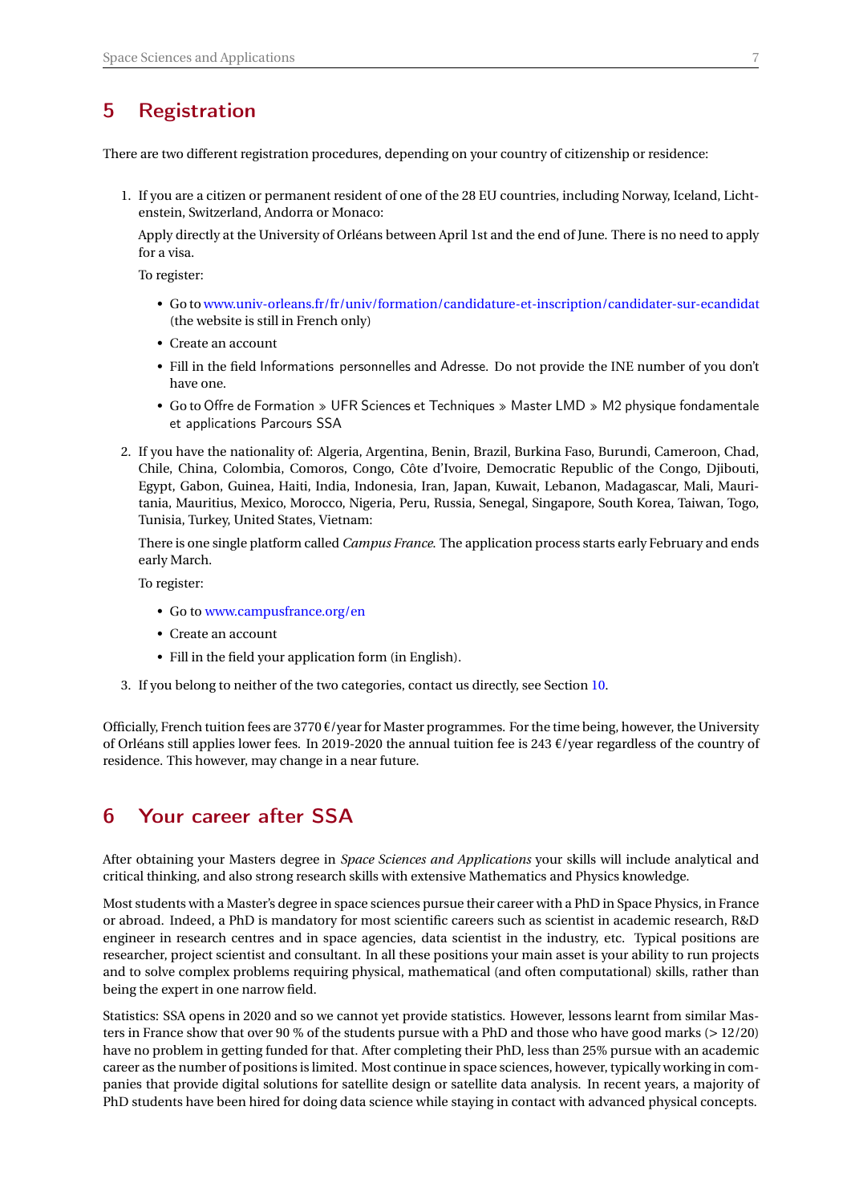## 5 Registration

There are two different registration procedures, depending on your country of citizenship or residence:

1. If you are a citizen or permanent resident of one of the 28 EU countries, including Norway, Iceland, Lichtenstein, Switzerland, Andorra or Monaco:

   Apply directly at the University of Orléans between April 1st and the end of June. There is no need to apply for a visa.

   To register:

   - Go to www.univ-orleans.fr/fr/univ/formation/candidature-et-inscription/candidater-sur-ecandidat (the website is still in French only)
   - Create an account
   - Fill in the field Informations personnelles and Adresse. Do not provide the INE number of you don't have one.
   - Go to Offre de Formation » UFR Sciences et Techniques » Master LMD » M2 physique fondamentale et applications Parcours SSA

2. If you have the nationality of: Algeria, Argentina, Benin, Brazil, Burkina Faso, Burundi, Cameroon, Chad, Chile, China, Colombia, Comoros, Congo, Côte d'Ivoire, Democratic Republic of the Congo, Djibouti, Egypt, Gabon, Guinea, Haiti, India, Indonesia, Iran, Japan, Kuwait, Lebanon, Madagascar, Mali, Mauritania, Mauritius, Mexico, Morocco, Nigeria, Peru, Russia, Senegal, Singapore, South Korea, Taiwan, Togo, Tunisia, Turkey, United States, Vietnam:

   There is one single platform called *Campus France*. The application process starts early February and ends early March.

   To register:

   - Go to www.campusfrance.org/en
   - Create an account
   - Fill in the field your application form (in English).

3. If you belong to neither of the two categories, contact us directly, see Section 10.

Officially, French tuition fees are 3770 €/year for Master programmes. For the time being, however, the University of Orléans still applies lower fees. In 2019-2020 the annual tuition fee is 243 €/year regardless of the country of residence. This however, may change in a near future.

## 6 Your career after SSA

After obtaining your Masters degree in *Space Sciences and Applications* your skills will include analytical and critical thinking, and also strong research skills with extensive Mathematics and Physics knowledge.

Most students with a Master's degree in space sciences pursue their career with a PhD in Space Physics, in France or abroad. Indeed, a PhD is mandatory for most scientific careers such as scientist in academic research, R&D engineer in research centres and in space agencies, data scientist in the industry, etc. Typical positions are researcher, project scientist and consultant. In all these positions your main asset is your ability to run projects and to solve complex problems requiring physical, mathematical (and often computational) skills, rather than being the expert in one narrow field.

Statistics: SSA opens in 2020 and so we cannot yet provide statistics. However, lessons learnt from similar Masters in France show that over 90 % of the students pursue with a PhD and those who have good marks (> 12/20) have no problem in getting funded for that. After completing their PhD, less than 25% pursue with an academic career as the number of positions is limited. Most continue in space sciences, however, typically working in companies that provide digital solutions for satellite design or satellite data analysis. In recent years, a majority of PhD students have been hired for doing data science while staying in contact with advanced physical concepts.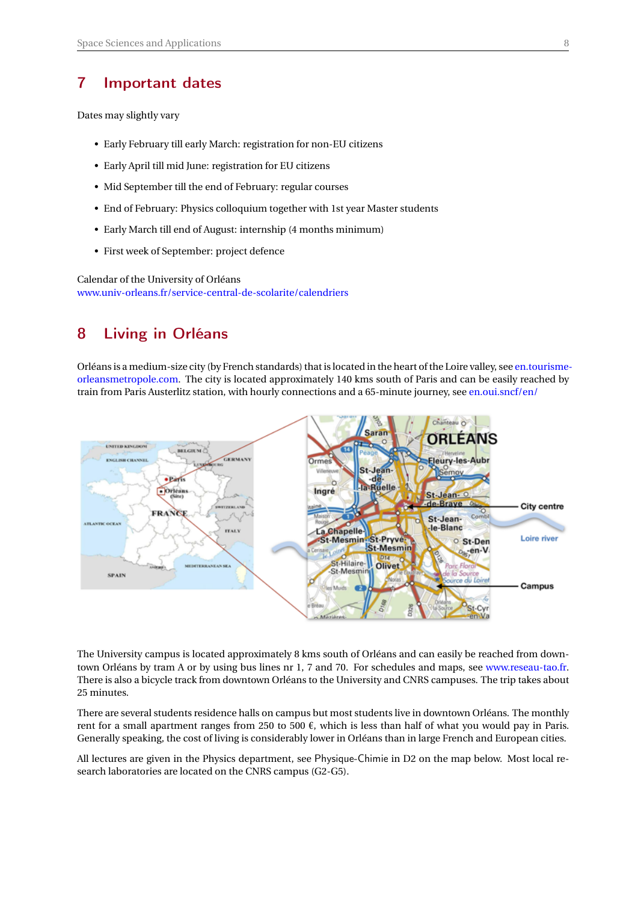## 7 Important dates

Dates may slightly vary

- Early February till early March: registration for non-EU citizens
- Early April till mid June: registration for EU citizens
- Mid September till the end of February: regular courses
- End of February: Physics colloquium together with 1st year Master students
- Early March till end of August: internship (4 months minimum)
- First week of September: project defence

Calendar of the University of Orléans
www.univ-orleans.fr/service-central-de-scolarite/calendriers

## 8 Living in Orléans

Orléans is a medium-size city (by French standards) that is located in the heart of the Loire valley, see en.tourisme-orleansmetropole.com. The city is located approximately 140 kms south of Paris and can be easily reached by train from Paris Austerlitz station, with hourly connections and a 65-minute journey, see en.oui.sncf/en/

The University campus is located approximately 8 kms south of Orléans and can easily be reached from downtown Orléans by tram A or by using bus lines nr 1, 7 and 70. For schedules and maps, see www.reseau-tao.fr. There is also a bicycle track from downtown Orléans to the University and CNRS campuses. The trip takes about 25 minutes.

There are several students residence halls on campus but most students live in downtown Orléans. The monthly rent for a small apartment ranges from 250 to 500 €, which is less than half of what you would pay in Paris. Generally speaking, the cost of living is considerably lower in Orléans than in large French and European cities.

All lectures are given in the Physics department, see Physique-Chimie in D2 on the map below. Most local research laboratories are located on the CNRS campus (G2-G5).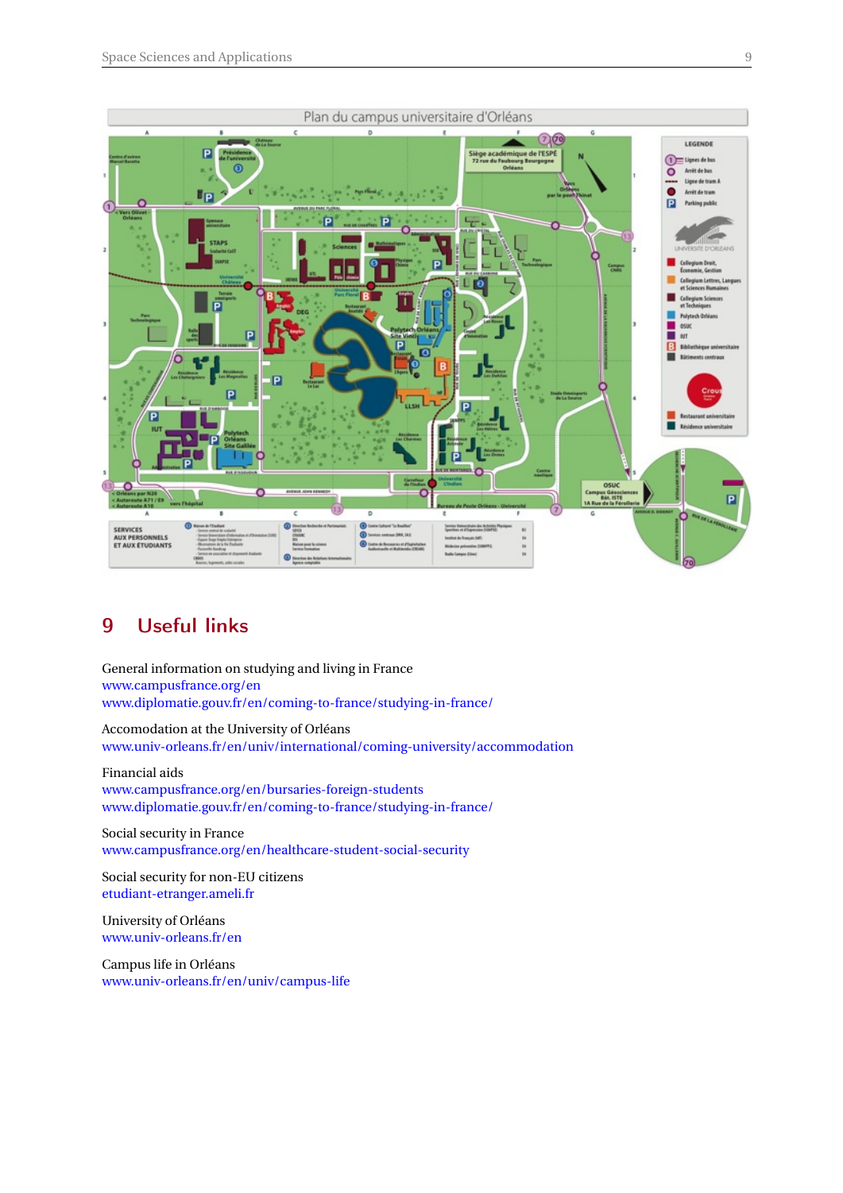Plan du campus universitaire d'Orléans

## 9 Useful links

General information on studying and living in France
www.campusfrance.org/en
www.diplomatie.gouv.fr/en/coming-to-france/studying-in-france/

Accomodation at the University of Orléans
www.univ-orleans.fr/en/univ/international/coming-university/accommodation

Financial aids
www.campusfrance.org/en/bursaries-foreign-students
www.diplomatie.gouv.fr/en/coming-to-france/studying-in-france/

Social security in France
www.campusfrance.org/en/healthcare-student-social-security

Social security for non-EU citizens
etudiant-etranger.ameli.fr

University of Orléans
www.univ-orleans.fr/en

Campus life in Orléans
www.univ-orleans.fr/en/univ/campus-life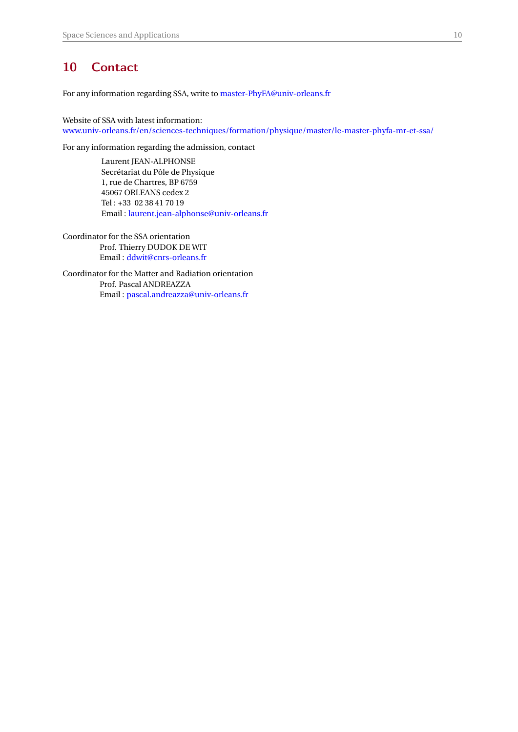## 10 Contact

For any information regarding SSA, write to master-PhyFA@univ-orleans.fr

Website of SSA with latest information:
www.univ-orleans.fr/en/sciences-techniques/formation/physique/master/le-master-phyfa-mr-et-ssa/

For any information regarding the admission, contact

> Laurent JEAN-ALPHONSE
> Secrétariat du Pôle de Physique
> 1, rue de Chartres, BP 6759
> 45067 ORLEANS cedex 2
> Tel : +33 02 38 41 70 19
> Email : laurent.jean-alphonse@univ-orleans.fr

Coordinator for the SSA orientation

> Prof. Thierry DUDOK DE WIT
> Email : ddwit@cnrs-orleans.fr

Coordinator for the Matter and Radiation orientation

> Prof. Pascal ANDREAZZA
> Email : pascal.andreazza@univ-orleans.fr